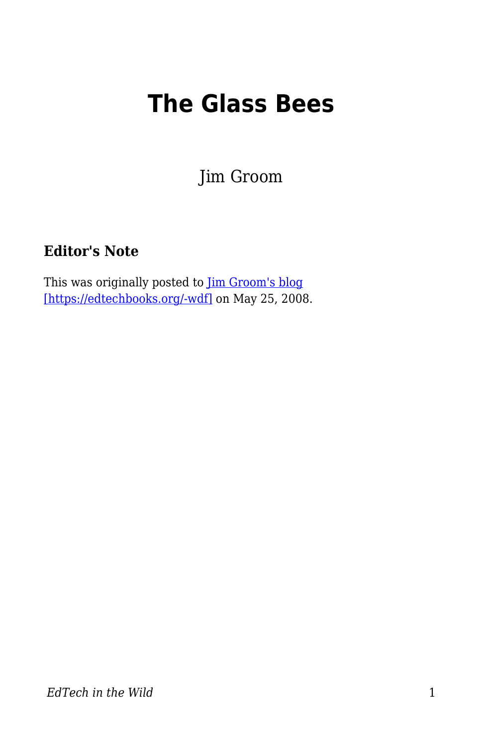# The Glass Bees

Jim Groom

### Editor's Note

This was originally posted to Jim Groom's blog [https://edtechbooks.org/-wdf] on May 25, 2008.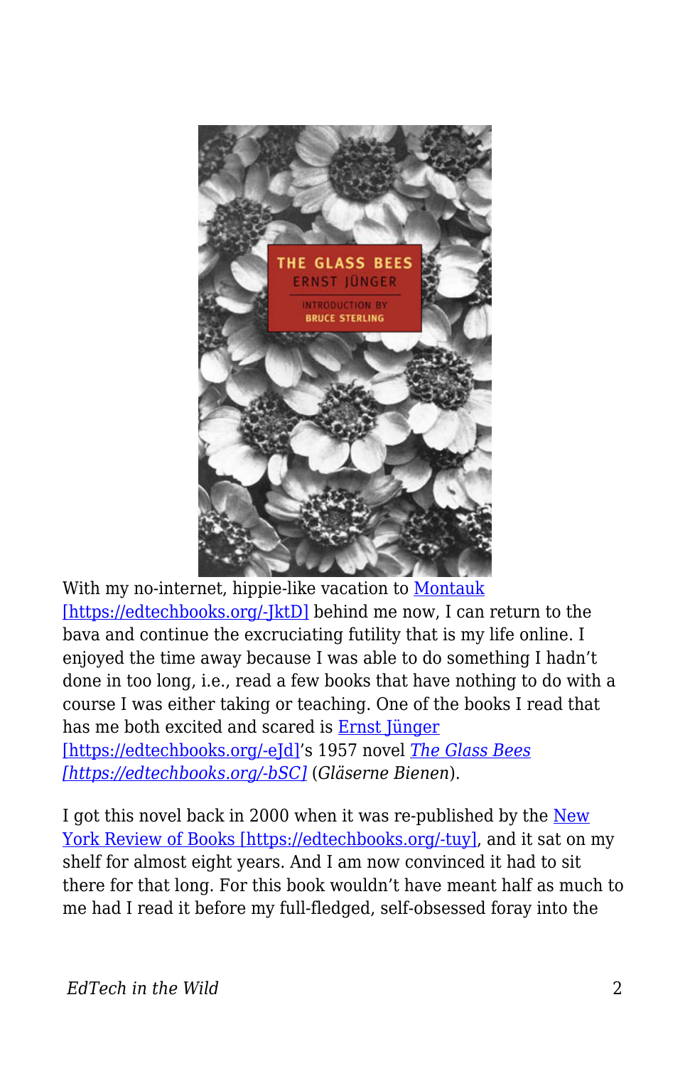With my no-internet, hippie-like vacation to [Montauk [https://edtechbooks.org/-JktD]](https://edtechbooks.org/-JktD) behind me now, I can return to the bava and continue the excruciating futility that is my life online. I enjoyed the time away because I was able to do something I hadn't done in too long, i.e., read a few books that have nothing to do with a course I was either taking or teaching. One of the books I read that has me both excited and scared is [Ernst Jünger [https://edtechbooks.org/-eJd]](https://edtechbooks.org/-eJd)'s 1957 novel [*The Glass Bees [https://edtechbooks.org/-bSC]*](https://edtechbooks.org/-bSC) (*Gläserne Bienen*).

I got this novel back in 2000 when it was re-published by the [New York Review of Books [https://edtechbooks.org/-tuy]](https://edtechbooks.org/-tuy), and it sat on my shelf for almost eight years. And I am now convinced it had to sit there for that long. For this book wouldn't have meant half as much to me had I read it before my full-fledged, self-obsessed foray into the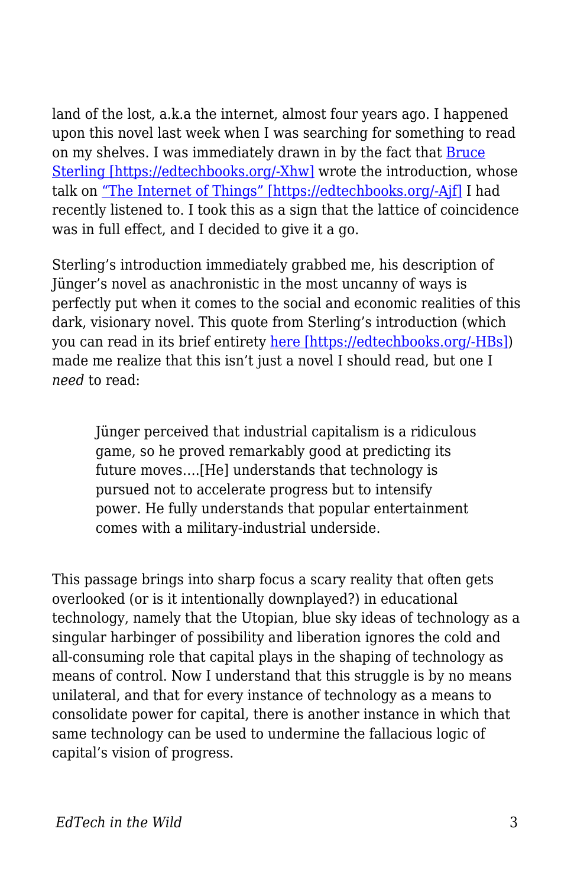land of the lost, a.k.a the internet, almost four years ago. I happened upon this novel last week when I was searching for something to read on my shelves. I was immediately drawn in by the fact that [Bruce Sterling [https://edtechbooks.org/-Xhw]](https://edtechbooks.org/-Xhw) wrote the introduction, whose talk on ["The Internet of Things" [https://edtechbooks.org/-Ajf]](https://edtechbooks.org/-Ajf) I had recently listened to. I took this as a sign that the lattice of coincidence was in full effect, and I decided to give it a go.

Sterling's introduction immediately grabbed me, his description of Jünger's novel as anachronistic in the most uncanny of ways is perfectly put when it comes to the social and economic realities of this dark, visionary novel. This quote from Sterling's introduction (which you can read in its brief entirety [here [https://edtechbooks.org/-HBs]](https://edtechbooks.org/-HBs)) made me realize that this isn't just a novel I should read, but one I *need* to read:

> Jünger perceived that industrial capitalism is a ridiculous game, so he proved remarkably good at predicting its future moves….[He] understands that technology is pursued not to accelerate progress but to intensify power. He fully understands that popular entertainment comes with a military-industrial underside.

This passage brings into sharp focus a scary reality that often gets overlooked (or is it intentionally downplayed?) in educational technology, namely that the Utopian, blue sky ideas of technology as a singular harbinger of possibility and liberation ignores the cold and all-consuming role that capital plays in the shaping of technology as means of control. Now I understand that this struggle is by no means unilateral, and that for every instance of technology as a means to consolidate power for capital, there is another instance in which that same technology can be used to undermine the fallacious logic of capital's vision of progress.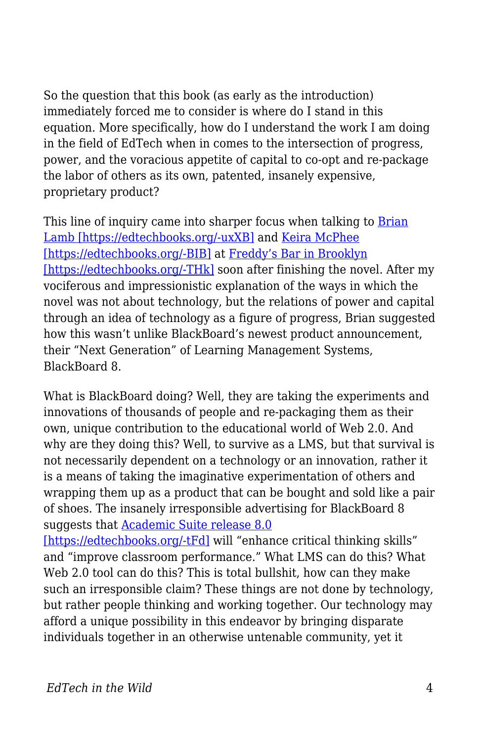So the question that this book (as early as the introduction) immediately forced me to consider is where do I stand in this equation. More specifically, how do I understand the work I am doing in the field of EdTech when in comes to the intersection of progress, power, and the voracious appetite of capital to co-opt and re-package the labor of others as its own, patented, insanely expensive, proprietary product?

This line of inquiry came into sharper focus when talking to [Brian Lamb [https://edtechbooks.org/-uxXB]](https://edtechbooks.org/-uxXB) and [Keira McPhee [https://edtechbooks.org/-BIB]](https://edtechbooks.org/-BIB) at [Freddy's Bar in Brooklyn [https://edtechbooks.org/-THk]](https://edtechbooks.org/-THk) soon after finishing the novel. After my vociferous and impressionistic explanation of the ways in which the novel was not about technology, but the relations of power and capital through an idea of technology as a figure of progress, Brian suggested how this wasn't unlike BlackBoard's newest product announcement, their "Next Generation" of Learning Management Systems, BlackBoard 8.

What is BlackBoard doing? Well, they are taking the experiments and innovations of thousands of people and re-packaging them as their own, unique contribution to the educational world of Web 2.0. And why are they doing this? Well, to survive as a LMS, but that survival is not necessarily dependent on a technology or an innovation, rather it is a means of taking the imaginative experimentation of others and wrapping them up as a product that can be bought and sold like a pair of shoes. The insanely irresponsible advertising for BlackBoard 8 suggests that [Academic Suite release 8.0 [https://edtechbooks.org/-tFd]](https://edtechbooks.org/-tFd) will "enhance critical thinking skills" and "improve classroom performance." What LMS can do this? What Web 2.0 tool can do this? This is total bullshit, how can they make such an irresponsible claim? These things are not done by technology, but rather people thinking and working together. Our technology may afford a unique possibility in this endeavor by bringing disparate individuals together in an otherwise untenable community, yet it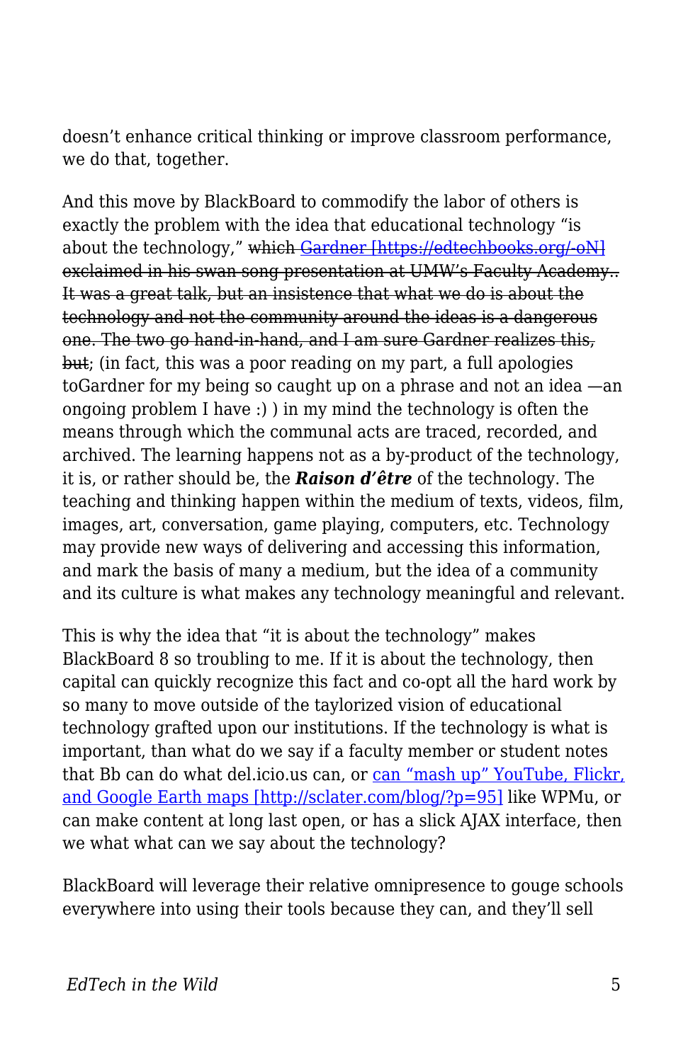doesn’t enhance critical thinking or improve classroom performance, we do that, together.

And this move by BlackBoard to commodify the labor of others is exactly the problem with the idea that educational technology “is about the technology,” ~~which~~ [Gardner [https://edtechbooks.org/-oN]](https://edtechbooks.org/-oN) ~~exclaimed in his swan song presentation at UMW’s Faculty Academy.. It was a great talk, but an insistence that what we do is about the technology and not the community around the ideas is a dangerous one. The two go hand-in-hand, and I am sure Gardner realizes this, but~~; (in fact, this was a poor reading on my part, a full apologies toGardner for my being so caught up on a phrase and not an idea —an ongoing problem I have :) ) in my mind the technology is often the means through which the communal acts are traced, recorded, and archived. The learning happens not as a by-product of the technology, it is, or rather should be, the ***Raison d’être*** of the technology. The teaching and thinking happen within the medium of texts, videos, film, images, art, conversation, game playing, computers, etc. Technology may provide new ways of delivering and accessing this information, and mark the basis of many a medium, but the idea of a community and its culture is what makes any technology meaningful and relevant.

This is why the idea that “it is about the technology” makes BlackBoard 8 so troubling to me. If it is about the technology, then capital can quickly recognize this fact and co-opt all the hard work by so many to move outside of the taylorized vision of educational technology grafted upon our institutions. If the technology is what is important, than what do we say if a faculty member or student notes that Bb can do what del.icio.us can, or [can “mash up” YouTube, Flickr, and Google Earth maps [http://sclater.com/blog/?p=95]](http://sclater.com/blog/?p=95) like WPMu, or can make content at long last open, or has a slick AJAX interface, then we what what can we say about the technology?

BlackBoard will leverage their relative omnipresence to gouge schools everywhere into using their tools because they can, and they’ll sell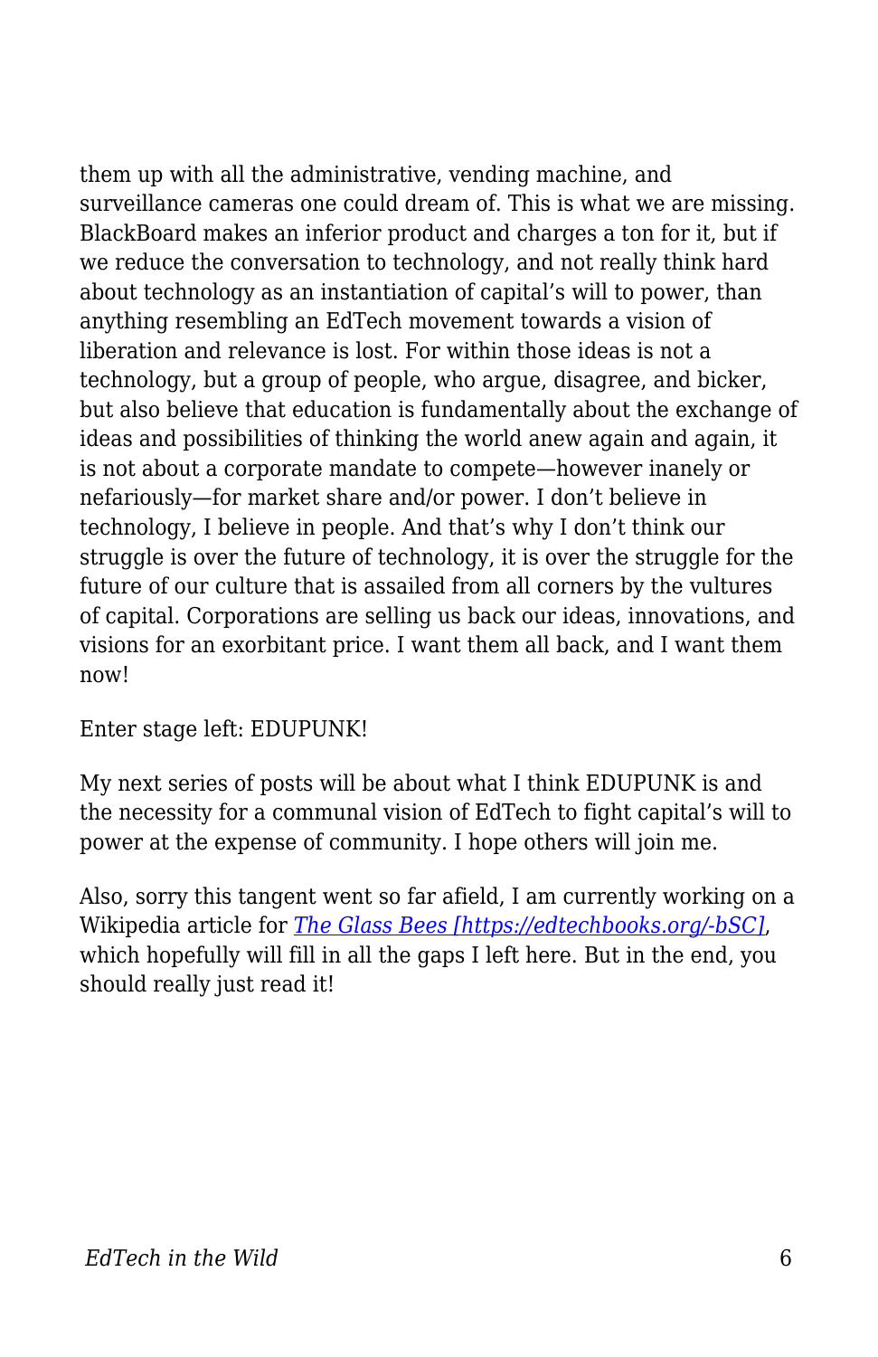them up with all the administrative, vending machine, and surveillance cameras one could dream of. This is what we are missing. BlackBoard makes an inferior product and charges a ton for it, but if we reduce the conversation to technology, and not really think hard about technology as an instantiation of capital's will to power, than anything resembling an EdTech movement towards a vision of liberation and relevance is lost. For within those ideas is not a technology, but a group of people, who argue, disagree, and bicker, but also believe that education is fundamentally about the exchange of ideas and possibilities of thinking the world anew again and again, it is not about a corporate mandate to compete—however inanely or nefariously—for market share and/or power. I don't believe in technology, I believe in people. And that's why I don't think our struggle is over the future of technology, it is over the struggle for the future of our culture that is assailed from all corners by the vultures of capital. Corporations are selling us back our ideas, innovations, and visions for an exorbitant price. I want them all back, and I want them now!

Enter stage left: EDUPUNK!

My next series of posts will be about what I think EDUPUNK is and the necessity for a communal vision of EdTech to fight capital's will to power at the expense of community. I hope others will join me.

Also, sorry this tangent went so far afield, I am currently working on a Wikipedia article for *The Glass Bees [https://edtechbooks.org/-bSC]*, which hopefully will fill in all the gaps I left here. But in the end, you should really just read it!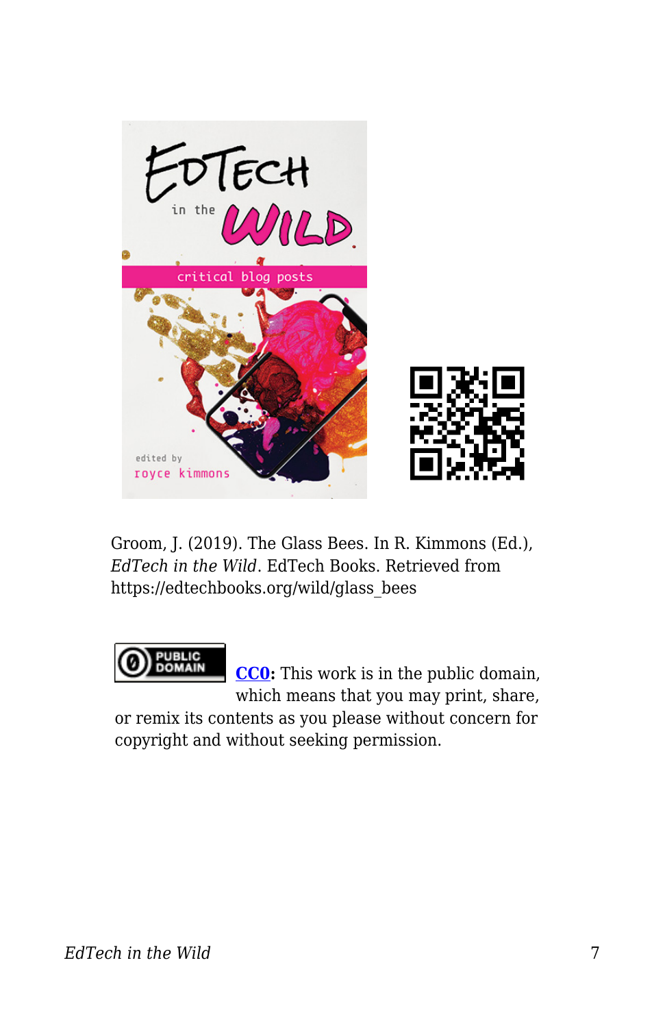Groom, J. (2019). The Glass Bees. In R. Kimmons (Ed.), *EdTech in the Wild*. EdTech Books. Retrieved from https://edtechbooks.org/wild/glass_bees

**CC0:** This work is in the public domain, which means that you may print, share, or remix its contents as you please without concern for copyright and without seeking permission.